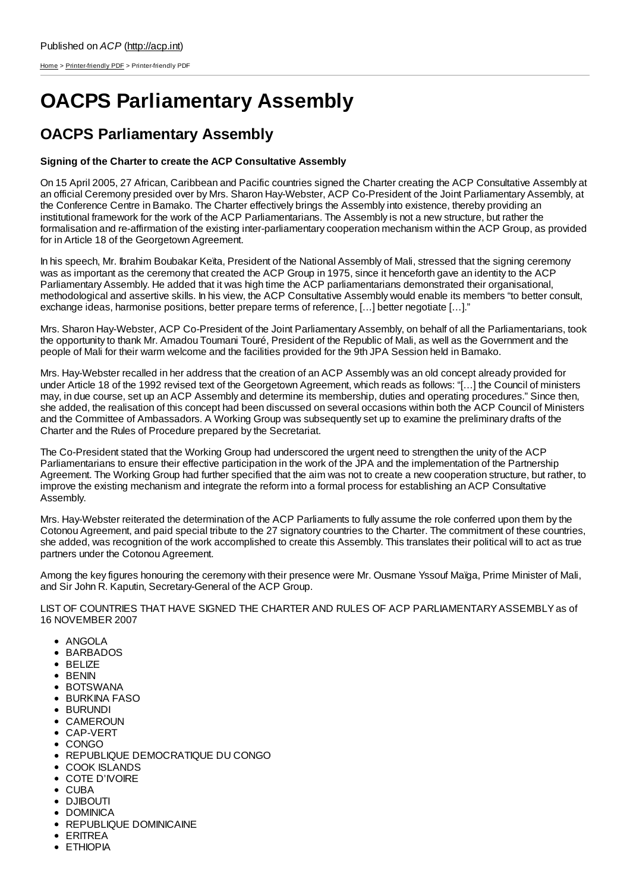Published on *ACP* (http://acp.int)

Home > Printer-friendly PDF > Printer-friendly PDF

# OACPS Parliamentary Assembly

## OACPS Parliamentary Assembly

**Signing of the Charter to create the ACP Consultative Assembly**

On 15 April 2005, 27 African, Caribbean and Pacific countries signed the Charter creating the ACP Consultative Assembly at an official Ceremony presided over by Mrs. Sharon Hay-Webster, ACP Co-President of the Joint Parliamentary Assembly, at the Conference Centre in Bamako. The Charter effectively brings the Assembly into existence, thereby providing an institutional framework for the work of the ACP Parliamentarians. The Assembly is not a new structure, but rather the formalisation and re-affirmation of the existing inter-parliamentary cooperation mechanism within the ACP Group, as provided for in Article 18 of the Georgetown Agreement.

In his speech, Mr. Ibrahim Boubakar Keïta, President of the National Assembly of Mali, stressed that the signing ceremony was as important as the ceremony that created the ACP Group in 1975, since it henceforth gave an identity to the ACP Parliamentary Assembly. He added that it was high time the ACP parliamentarians demonstrated their organisational, methodological and assertive skills. In his view, the ACP Consultative Assembly would enable its members "to better consult, exchange ideas, harmonise positions, better prepare terms of reference, […] better negotiate […]."

Mrs. Sharon Hay-Webster, ACP Co-President of the Joint Parliamentary Assembly, on behalf of all the Parliamentarians, took the opportunity to thank Mr. Amadou Toumani Touré, President of the Republic of Mali, as well as the Government and the people of Mali for their warm welcome and the facilities provided for the 9th JPA Session held in Bamako.

Mrs. Hay-Webster recalled in her address that the creation of an ACP Assembly was an old concept already provided for under Article 18 of the 1992 revised text of the Georgetown Agreement, which reads as follows: "[…] the Council of ministers may, in due course, set up an ACP Assembly and determine its membership, duties and operating procedures." Since then, she added, the realisation of this concept had been discussed on several occasions within both the ACP Council of Ministers and the Committee of Ambassadors. A Working Group was subsequently set up to examine the preliminary drafts of the Charter and the Rules of Procedure prepared by the Secretariat.

The Co-President stated that the Working Group had underscored the urgent need to strengthen the unity of the ACP Parliamentarians to ensure their effective participation in the work of the JPA and the implementation of the Partnership Agreement. The Working Group had further specified that the aim was not to create a new cooperation structure, but rather, to improve the existing mechanism and integrate the reform into a formal process for establishing an ACP Consultative Assembly.

Mrs. Hay-Webster reiterated the determination of the ACP Parliaments to fully assume the role conferred upon them by the Cotonou Agreement, and paid special tribute to the 27 signatory countries to the Charter. The commitment of these countries, she added, was recognition of the work accomplished to create this Assembly. This translates their political will to act as true partners under the Cotonou Agreement.

Among the key figures honouring the ceremony with their presence were Mr. Ousmane Yssouf Maïga, Prime Minister of Mali, and Sir John R. Kaputin, Secretary-General of the ACP Group.

LIST OF COUNTRIES THAT HAVE SIGNED THE CHARTER AND RULES OF ACP PARLIAMENTARY ASSEMBLY as of 16 NOVEMBER 2007

- ANGOLA
- BARBADOS
- BELIZE
- BENIN
- BOTSWANA
- BURKINA FASO
- BURUNDI
- CAMEROUN
- CAP-VERT
- CONGO
- REPUBLIQUE DEMOCRATIQUE DU CONGO
- COOK ISLANDS
- COTE D'IVOIRE
- CUBA
- DJIBOUTI
- DOMINICA
- REPUBLIQUE DOMINICAINE
- ERITREA
- ETHIOPIA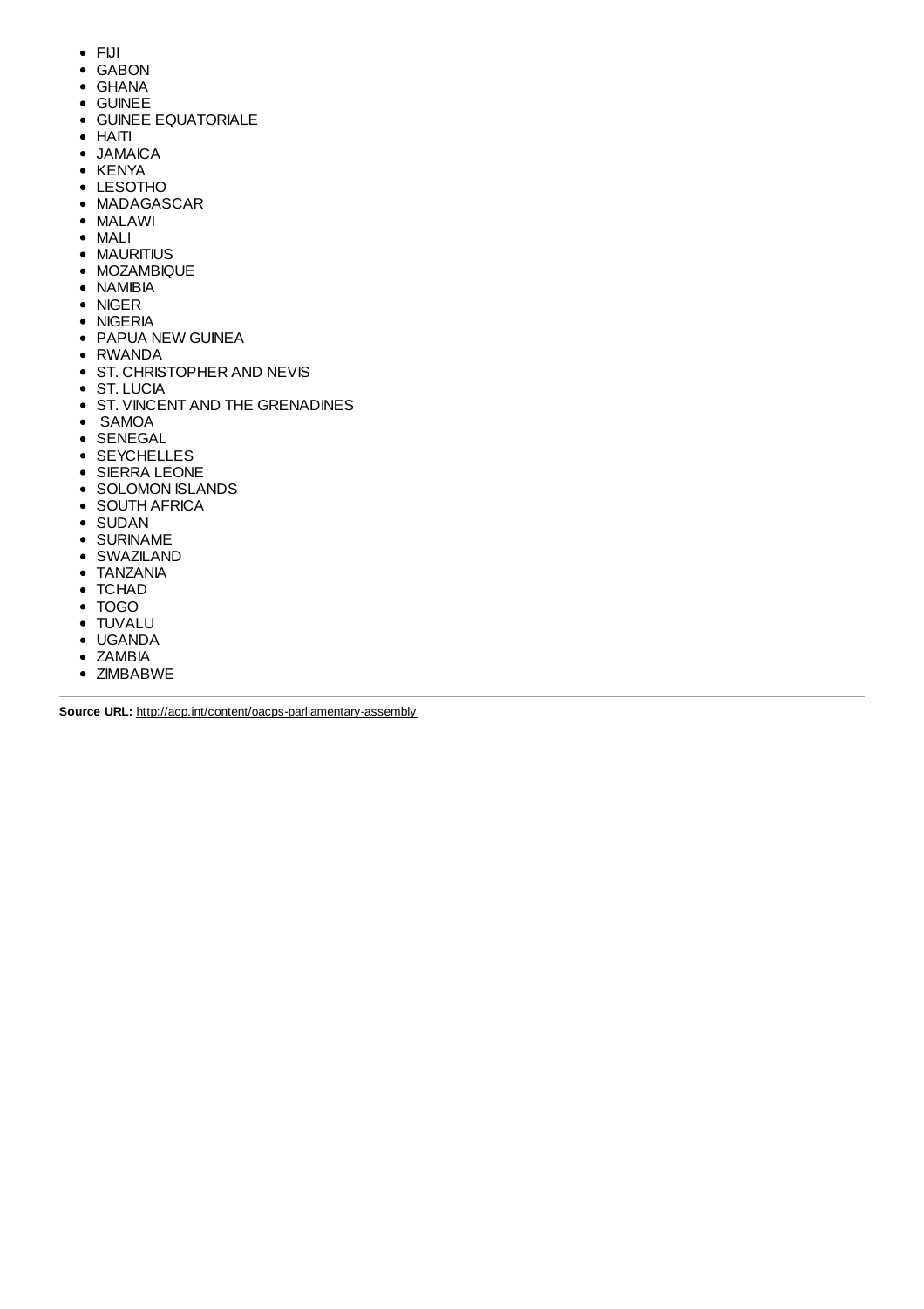- FIJI
- GABON
- GHANA
- GUINEE
- GUINEE EQUATORIALE
- HAITI
- JAMAICA
- KENYA
- LESOTHO
- MADAGASCAR
- MALAWI
- MALI
- MAURITIUS
- MOZAMBIQUE
- NAMIBIA
- NIGER
- NIGERIA
- PAPUA NEW GUINEA
- RWANDA
- ST. CHRISTOPHER AND NEVIS
- ST. LUCIA
- ST. VINCENT AND THE GRENADINES
- SAMOA
- SENEGAL
- SEYCHELLES
- SIERRA LEONE
- SOLOMON ISLANDS
- SOUTH AFRICA
- SUDAN
- SURINAME
- SWAZILAND
- TANZANIA
- TCHAD
- TOGO
- TUVALU
- UGANDA
- ZAMBIA
- ZIMBABWE

---

**Source URL:** http://acp.int/content/oacps-parliamentary-assembly